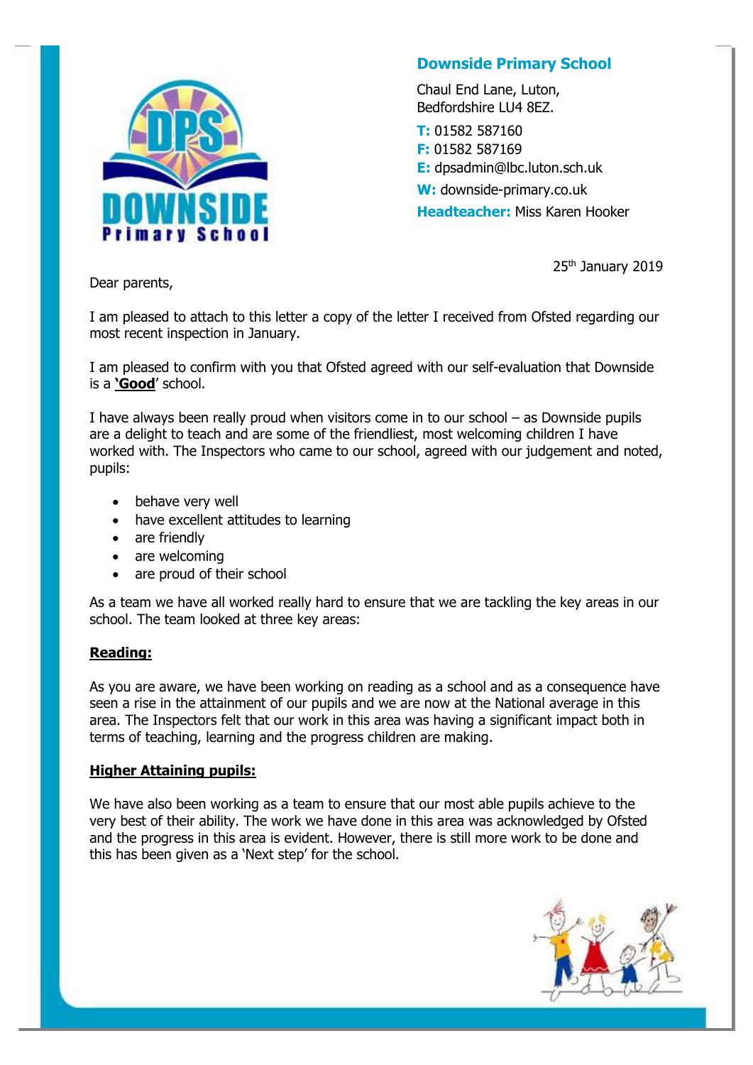**Downside Primary School**

Chaul End Lane, Luton,
Bedfordshire LU4 8EZ.

**T:** 01582 587160
**F:** 01582 587169
**E:** dpsadmin@lbc.luton.sch.uk
**W:** downside-primary.co.uk
**Headteacher:** Miss Karen Hooker

25th January 2019

Dear parents,

I am pleased to attach to this letter a copy of the letter I received from Ofsted regarding our most recent inspection in January.

I am pleased to confirm with you that Ofsted agreed with our self-evaluation that Downside is a **'Good'** school.

I have always been really proud when visitors come in to our school – as Downside pupils are a delight to teach and are some of the friendliest, most welcoming children I have worked with. The Inspectors who came to our school, agreed with our judgement and noted, pupils:

- behave very well
- have excellent attitudes to learning
- are friendly
- are welcoming
- are proud of their school

As a team we have all worked really hard to ensure that we are tackling the key areas in our school. The team looked at three key areas:

**Reading:**

As you are aware, we have been working on reading as a school and as a consequence have seen a rise in the attainment of our pupils and we are now at the National average in this area. The Inspectors felt that our work in this area was having a significant impact both in terms of teaching, learning and the progress children are making.

**Higher Attaining pupils:**

We have also been working as a team to ensure that our most able pupils achieve to the very best of their ability. The work we have done in this area was acknowledged by Ofsted and the progress in this area is evident. However, there is still more work to be done and this has been given as a 'Next step' for the school.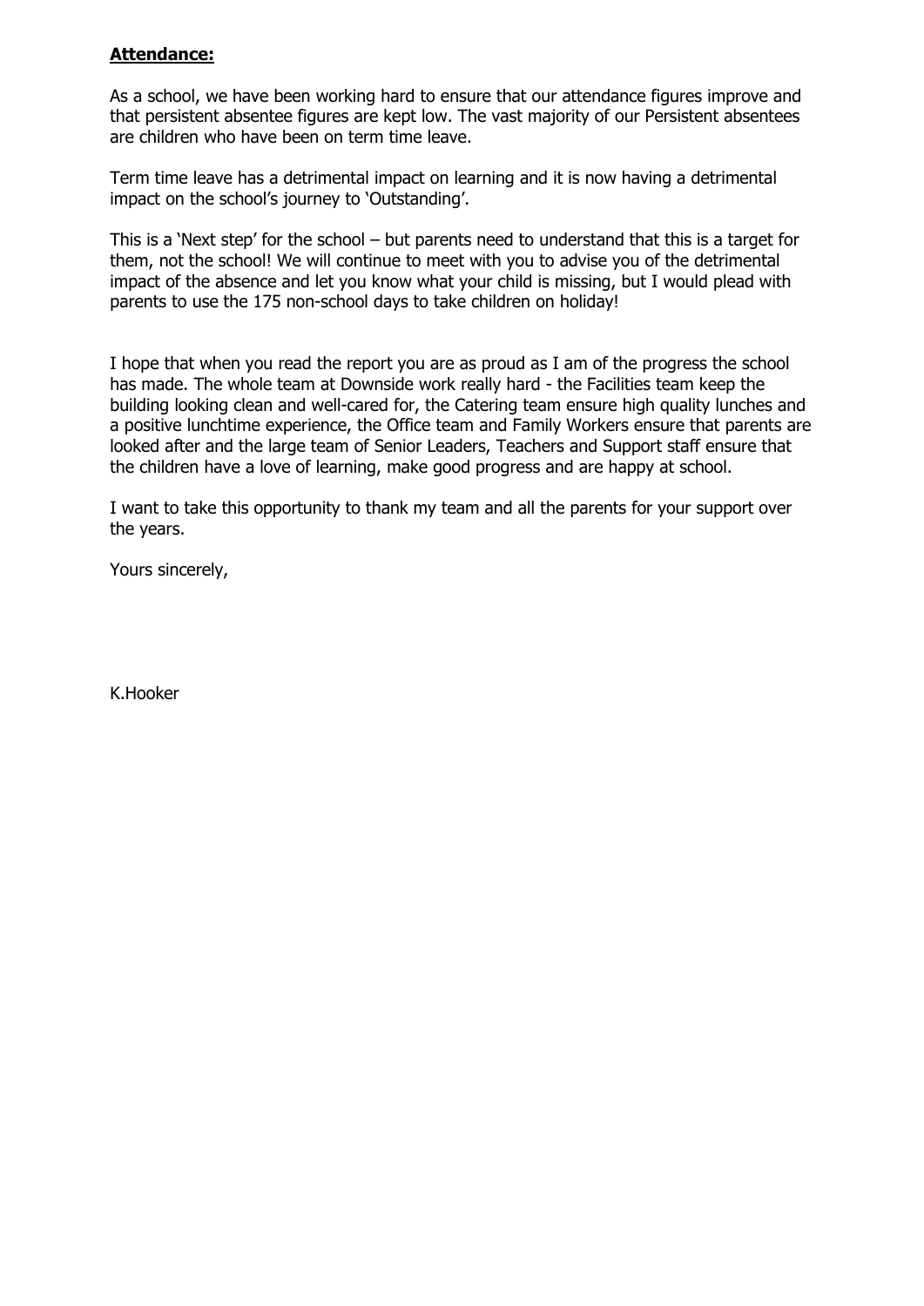**Attendance:**

As a school, we have been working hard to ensure that our attendance figures improve and that persistent absentee figures are kept low. The vast majority of our Persistent absentees are children who have been on term time leave.

Term time leave has a detrimental impact on learning and it is now having a detrimental impact on the school's journey to 'Outstanding'.

This is a 'Next step' for the school – but parents need to understand that this is a target for them, not the school! We will continue to meet with you to advise you of the detrimental impact of the absence and let you know what your child is missing, but I would plead with parents to use the 175 non-school days to take children on holiday!

I hope that when you read the report you are as proud as I am of the progress the school has made. The whole team at Downside work really hard - the Facilities team keep the building looking clean and well-cared for, the Catering team ensure high quality lunches and a positive lunchtime experience, the Office team and Family Workers ensure that parents are looked after and the large team of Senior Leaders, Teachers and Support staff ensure that the children have a love of learning, make good progress and are happy at school.

I want to take this opportunity to thank my team and all the parents for your support over the years.

Yours sincerely,

K.Hooker